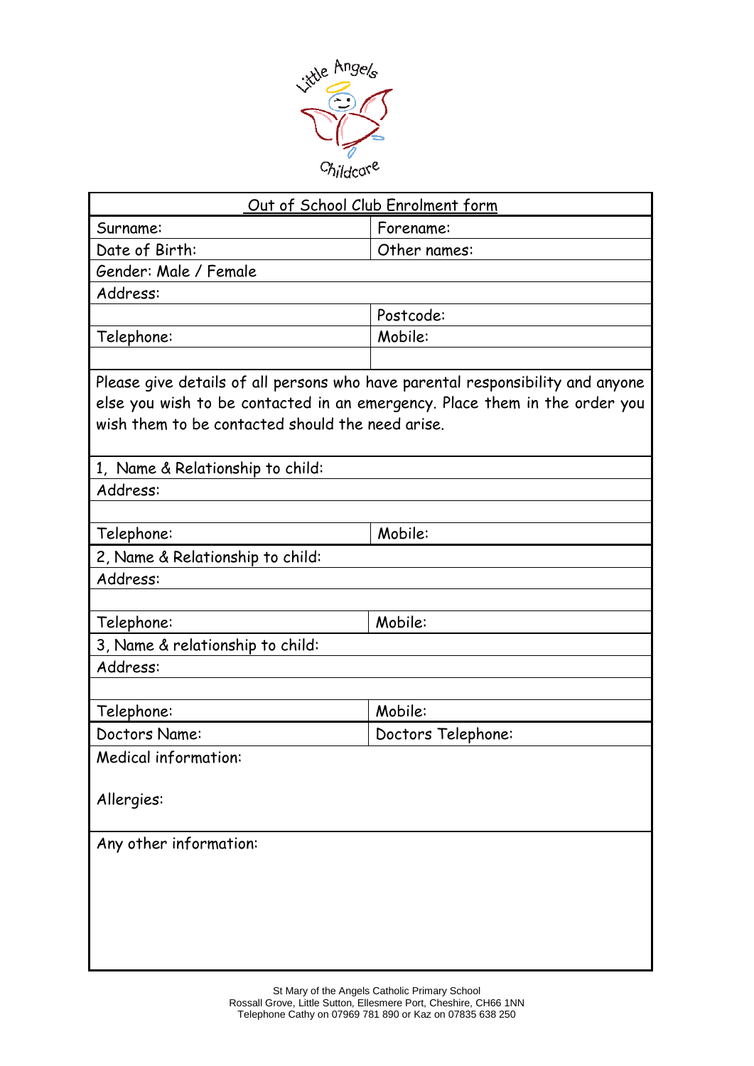Little Angels Childcare

| Out of School Club Enrolment form | |
|---|---|
| Surname: | Forename: |
| Date of Birth: | Other names: |
| Gender: Male / Female | |
| Address: | |
| | Postcode: |
| Telephone: | Mobile: |
| | |
| Please give details of all persons who have parental responsibility and anyone else you wish to be contacted in an emergency. Place them in the order you wish them to be contacted should the need arise. | |
| 1, Name & Relationship to child: | |
| Address: | |
| | |
| Telephone: | Mobile: |
| 2, Name & Relationship to child: | |
| Address: | |
| | |
| Telephone: | Mobile: |
| 3, Name & relationship to child: | |
| Address: | |
| | |
| Telephone: | Mobile: |
| Doctors Name: | Doctors Telephone: |
| Medical information: <br><br> Allergies: | |
| Any other information: | |

St Mary of the Angels Catholic Primary School
Rossall Grove, Little Sutton, Ellesmere Port, Cheshire, CH66 1NN
Telephone Cathy on 07969 781 890 or Kaz on 07835 638 250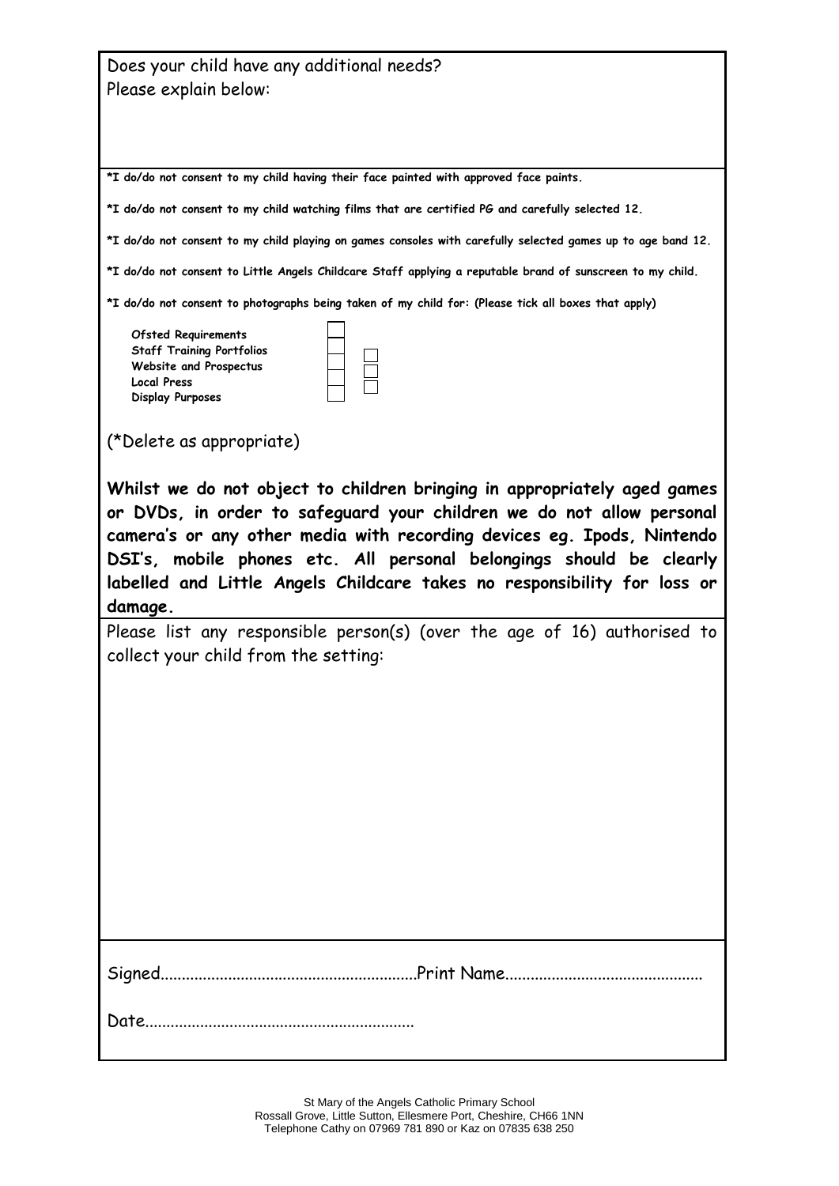Does your child have any additional needs?
Please explain below:

**\*I do/do not consent to my child having their face painted with approved face paints.**

**\*I do/do not consent to my child watching films that are certified PG and carefully selected 12.**

**\*I do/do not consent to my child playing on games consoles with carefully selected games up to age band 12.**

**\*I do/do not consent to Little Angels Childcare Staff applying a reputable brand of sunscreen to my child.**

**\*I do/do not consent to photographs being taken of my child for: (Please tick all boxes that apply)**

- **Ofsted Requirements** ☐
- **Staff Training Portfolios** ☐
- **Website and Prospectus** ☐
- **Local Press** ☐
- **Display Purposes** ☐

(\*Delete as appropriate)

**Whilst we do not object to children bringing in appropriately aged games or DVDs, in order to safeguard your children we do not allow personal camera's or any other media with recording devices eg. Ipods, Nintendo DSI's, mobile phones etc. All personal belongings should be clearly labelled and Little Angels Childcare takes no responsibility for loss or damage.**

Please list any responsible person(s) (over the age of 16) authorised to collect your child from the setting:

Signed............................................................Print Name..............................................

Date...............................................................

St Mary of the Angels Catholic Primary School
Rossall Grove, Little Sutton, Ellesmere Port, Cheshire, CH66 1NN
Telephone Cathy on 07969 781 890 or Kaz on 07835 638 250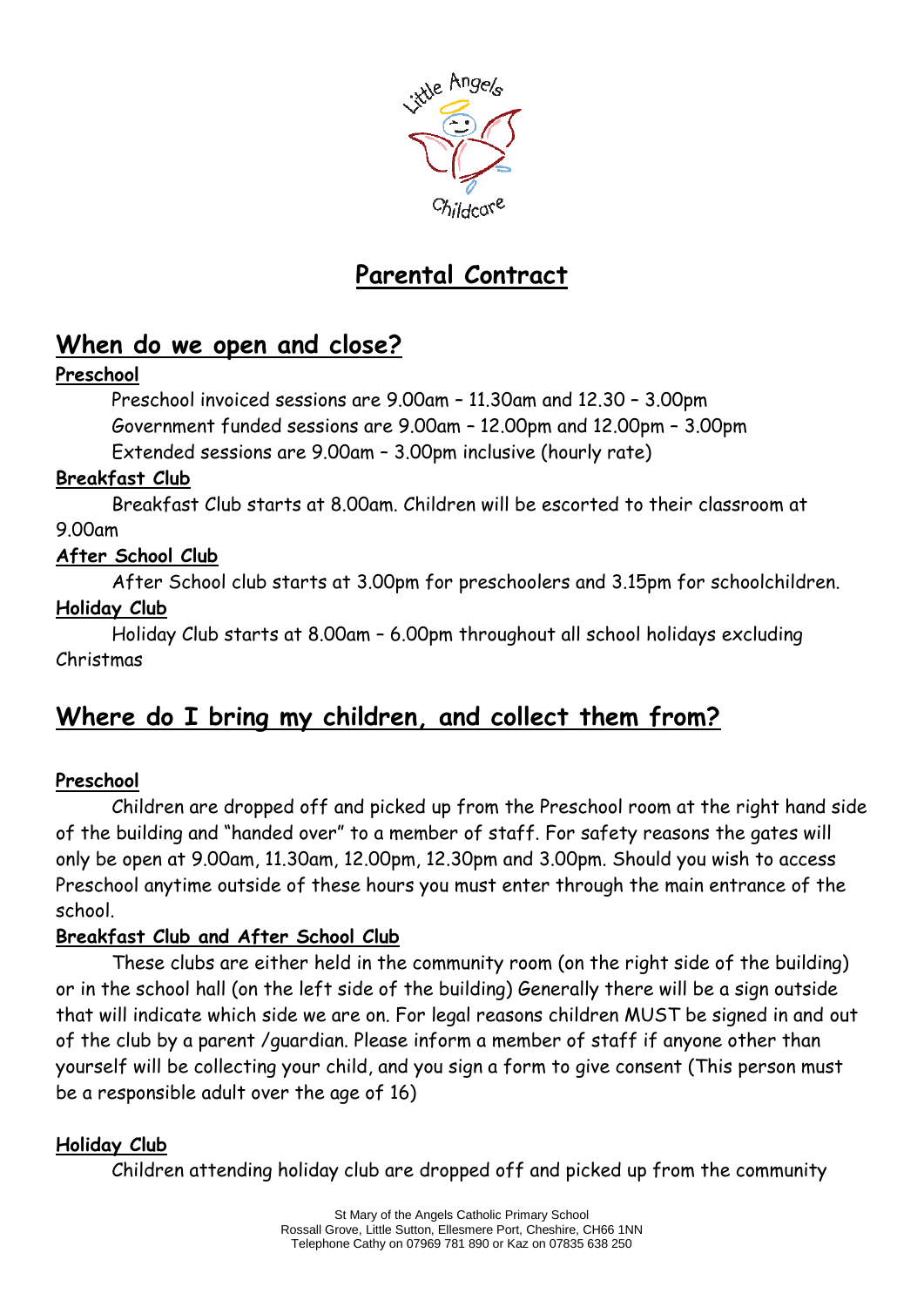# Parental Contract

## When do we open and close?

**Preschool**

Preschool invoiced sessions are 9.00am – 11.30am and 12.30 – 3.00pm

Government funded sessions are 9.00am – 12.00pm and 12.00pm – 3.00pm

Extended sessions are 9.00am – 3.00pm inclusive (hourly rate)

**Breakfast Club**

Breakfast Club starts at 8.00am. Children will be escorted to their classroom at 9.00am

**After School Club**

After School club starts at 3.00pm for preschoolers and 3.15pm for schoolchildren.

**Holiday Club**

Holiday Club starts at 8.00am – 6.00pm throughout all school holidays excluding Christmas

## Where do I bring my children, and collect them from?

**Preschool**

Children are dropped off and picked up from the Preschool room at the right hand side of the building and "handed over" to a member of staff. For safety reasons the gates will only be open at 9.00am, 11.30am, 12.00pm, 12.30pm and 3.00pm. Should you wish to access Preschool anytime outside of these hours you must enter through the main entrance of the school.

**Breakfast Club and After School Club**

These clubs are either held in the community room (on the right side of the building) or in the school hall (on the left side of the building) Generally there will be a sign outside that will indicate which side we are on. For legal reasons children MUST be signed in and out of the club by a parent /guardian. Please inform a member of staff if anyone other than yourself will be collecting your child, and you sign a form to give consent (This person must be a responsible adult over the age of 16)

**Holiday Club**

Children attending holiday club are dropped off and picked up from the community

St Mary of the Angels Catholic Primary School
Rossall Grove, Little Sutton, Ellesmere Port, Cheshire, CH66 1NN
Telephone Cathy on 07969 781 890 or Kaz on 07835 638 250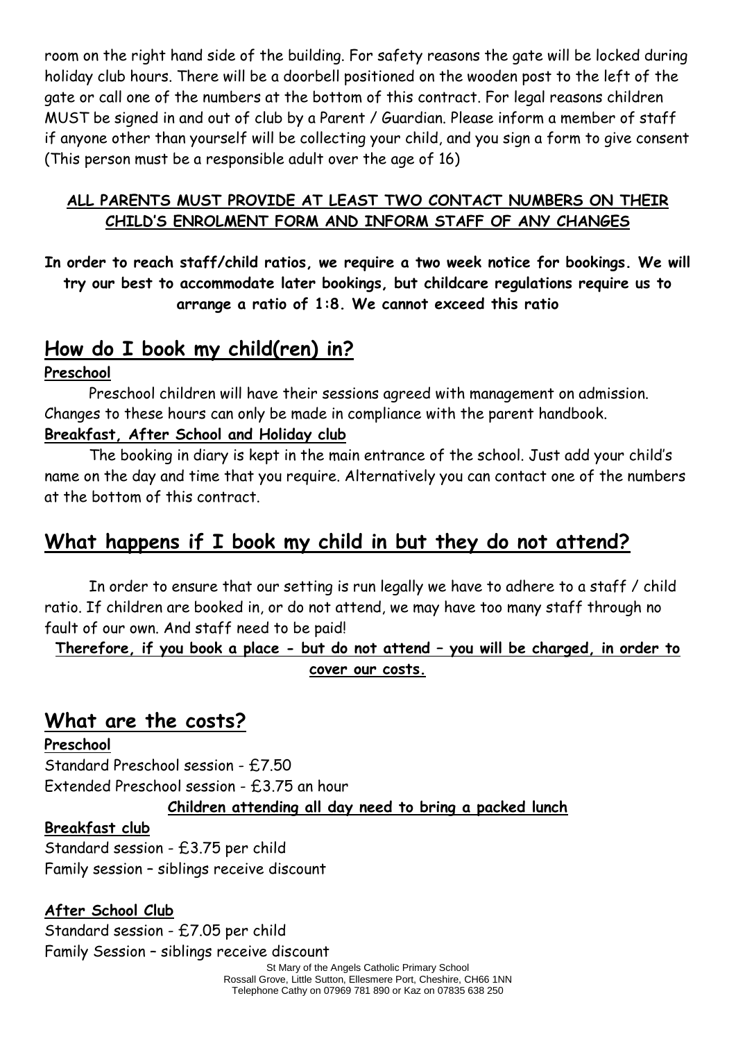room on the right hand side of the building. For safety reasons the gate will be locked during holiday club hours. There will be a doorbell positioned on the wooden post to the left of the gate or call one of the numbers at the bottom of this contract. For legal reasons children MUST be signed in and out of club by a Parent / Guardian. Please inform a member of staff if anyone other than yourself will be collecting your child, and you sign a form to give consent (This person must be a responsible adult over the age of 16)

**ALL PARENTS MUST PROVIDE AT LEAST TWO CONTACT NUMBERS ON THEIR CHILD'S ENROLMENT FORM AND INFORM STAFF OF ANY CHANGES**

**In order to reach staff/child ratios, we require a two week notice for bookings. We will try our best to accommodate later bookings, but childcare regulations require us to arrange a ratio of 1:8. We cannot exceed this ratio**

## How do I book my child(ren) in?

**Preschool**

Preschool children will have their sessions agreed with management on admission. Changes to these hours can only be made in compliance with the parent handbook.

**Breakfast, After School and Holiday club**

The booking in diary is kept in the main entrance of the school. Just add your child's name on the day and time that you require. Alternatively you can contact one of the numbers at the bottom of this contract.

## What happens if I book my child in but they do not attend?

In order to ensure that our setting is run legally we have to adhere to a staff / child ratio. If children are booked in, or do not attend, we may have too many staff through no fault of our own. And staff need to be paid!

**Therefore, if you book a place - but do not attend – you will be charged, in order to cover our costs.**

## What are the costs?

**Preschool**

Standard Preschool session - £7.50
Extended Preschool session - £3.75 an hour

**Children attending all day need to bring a packed lunch**

**Breakfast club**

Standard session - £3.75 per child
Family session – siblings receive discount

**After School Club**

Standard session - £7.05 per child
Family Session – siblings receive discount

St Mary of the Angels Catholic Primary School
Rossall Grove, Little Sutton, Ellesmere Port, Cheshire, CH66 1NN
Telephone Cathy on 07969 781 890 or Kaz on 07835 638 250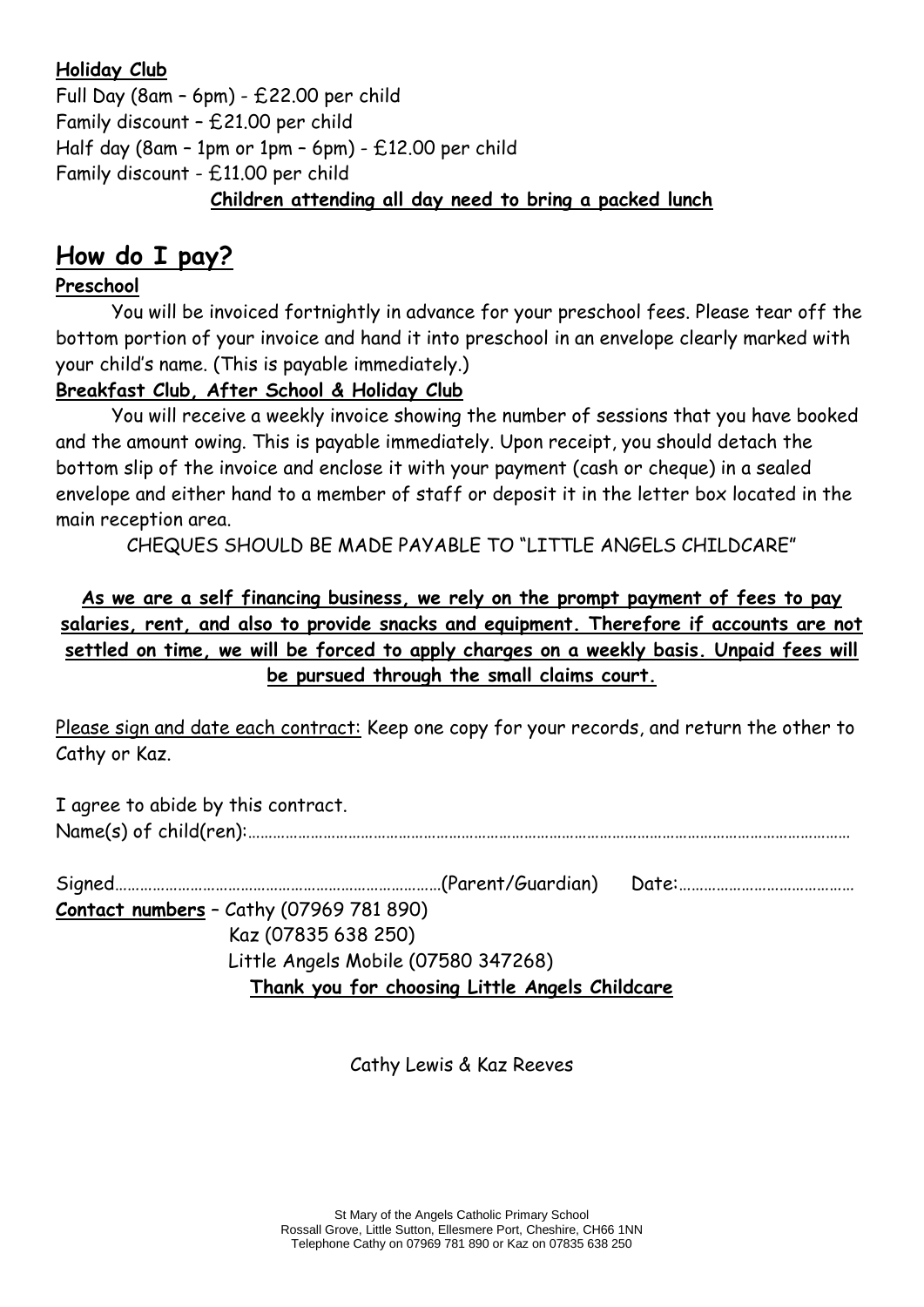**Holiday Club**

Full Day (8am – 6pm) - £22.00 per child
Family discount – £21.00 per child
Half day (8am – 1pm or 1pm – 6pm) - £12.00 per child
Family discount - £11.00 per child

**Children attending all day need to bring a packed lunch**

## How do I pay?

**Preschool**

You will be invoiced fortnightly in advance for your preschool fees. Please tear off the bottom portion of your invoice and hand it into preschool in an envelope clearly marked with your child's name. (This is payable immediately.)

**Breakfast Club, After School & Holiday Club**

You will receive a weekly invoice showing the number of sessions that you have booked and the amount owing. This is payable immediately. Upon receipt, you should detach the bottom slip of the invoice and enclose it with your payment (cash or cheque) in a sealed envelope and either hand to a member of staff or deposit it in the letter box located in the main reception area.

CHEQUES SHOULD BE MADE PAYABLE TO "LITTLE ANGELS CHILDCARE"

**As we are a self financing business, we rely on the prompt payment of fees to pay salaries, rent, and also to provide snacks and equipment. Therefore if accounts are not settled on time, we will be forced to apply charges on a weekly basis. Unpaid fees will be pursued through the small claims court.**

Please sign and date each contract: Keep one copy for your records, and return the other to Cathy or Kaz.

I agree to abide by this contract.
Name(s) of child(ren):……………………………………………………………………………………………………………………………

Signed……………………………………………………………………(Parent/Guardian) Date:……………………………………

**Contact numbers** – Cathy (07969 781 890)
Kaz (07835 638 250)
Little Angels Mobile (07580 347268)

**Thank you for choosing Little Angels Childcare**

Cathy Lewis & Kaz Reeves

St Mary of the Angels Catholic Primary School
Rossall Grove, Little Sutton, Ellesmere Port, Cheshire, CH66 1NN
Telephone Cathy on 07969 781 890 or Kaz on 07835 638 250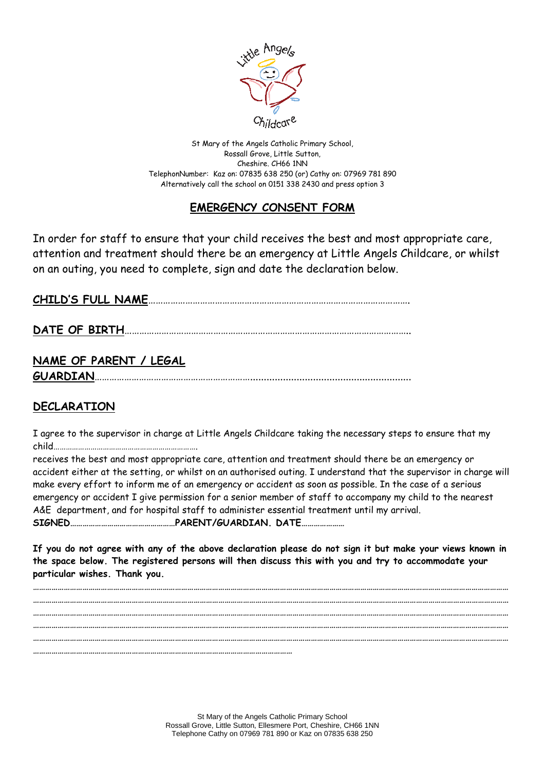St Mary of the Angels Catholic Primary School,
Rossall Grove, Little Sutton,
Cheshire. CH66 1NN
TelephonNumber: Kaz on: 07835 638 250 (or) Cathy on: 07969 781 890
Alternatively call the school on 0151 338 2430 and press option 3

## EMERGENCY CONSENT FORM

In order for staff to ensure that your child receives the best and most appropriate care, attention and treatment should there be an emergency at Little Angels Childcare, or whilst on an outing, you need to complete, sign and date the declaration below.

**CHILD'S FULL NAME**…………………………………………………………………………………………

**DATE OF BIRTH**……………………………………………………………………………………………….

**NAME OF PARENT / LEGAL GUARDIAN**…………………………………………………………………………………………

## DECLARATION

I agree to the supervisor in charge at Little Angels Childcare taking the necessary steps to ensure that my child…………………………………………………………….
receives the best and most appropriate care, attention and treatment should there be an emergency or accident either at the setting, or whilst on an authorised outing. I understand that the supervisor in charge will make every effort to inform me of an emergency or accident as soon as possible. In the case of a serious emergency or accident I give permission for a senior member of staff to accompany my child to the nearest A&E department, and for hospital staff to administer essential treatment until my arrival.
**SIGNED**……………………………………………**PARENT/GUARDIAN. DATE**…………………

**If you do not agree with any of the above declaration please do not sign it but make your views known in the space below. The registered persons will then discuss this with you and try to accommodate your particular wishes. Thank you.**

……………………………………………………………………………………………………………………………………………………………………
……………………………………………………………………………………………………………………………………………………………………
……………………………………………………………………………………………………………………………………………………………………
……………………………………………………………………………………………………………………………………………………………………
……………………………………………………………………………………………………………………………………………………………………
……………………………………………………………………………………………………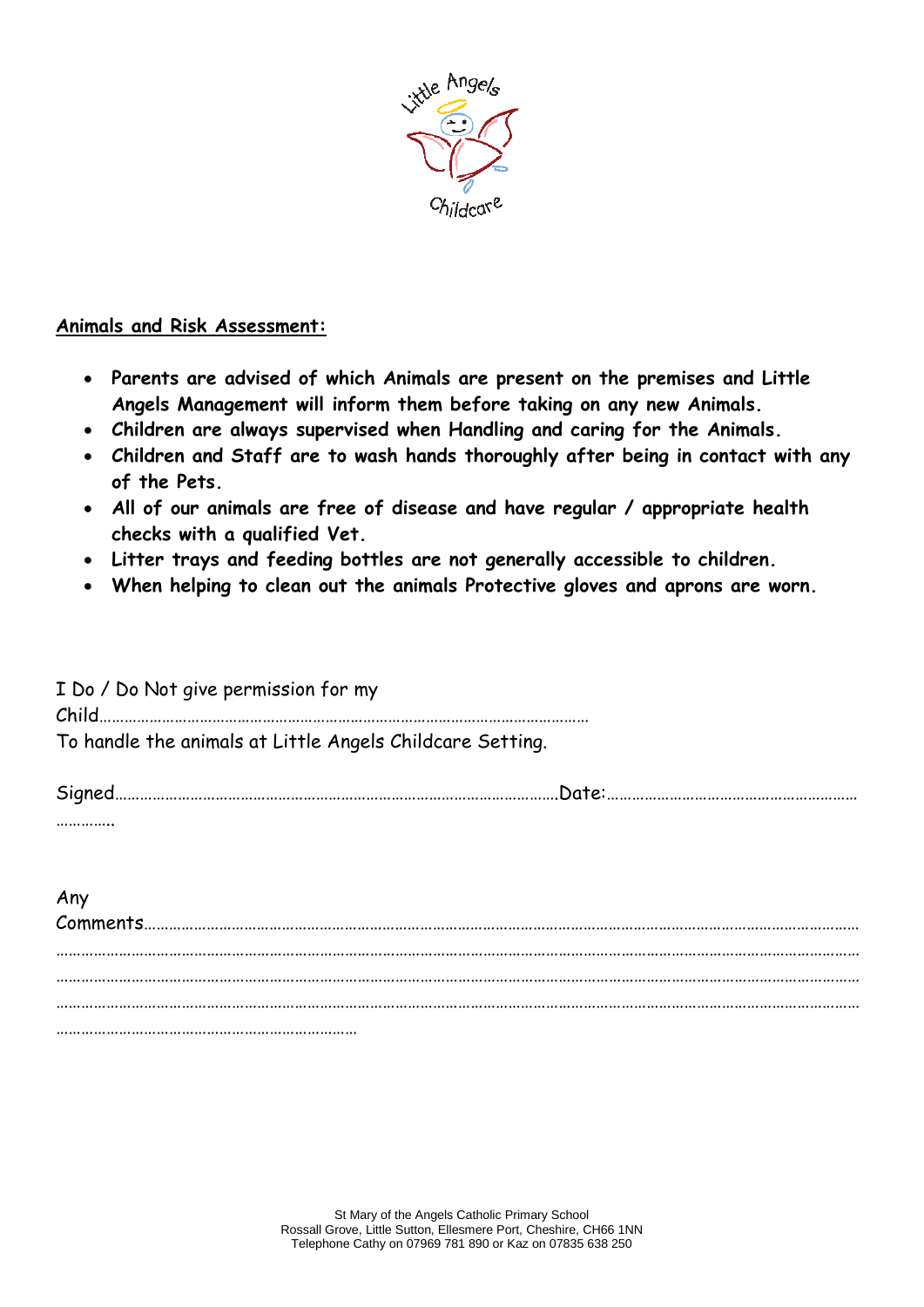Little Angels Childcare

**Animals and Risk Assessment:**

- **Parents are advised of which Animals are present on the premises and Little Angels Management will inform them before taking on any new Animals.**
- **Children are always supervised when Handling and caring for the Animals.**
- **Children and Staff are to wash hands thoroughly after being in contact with any of the Pets.**
- **All of our animals are free of disease and have regular / appropriate health checks with a qualified Vet.**
- **Litter trays and feeding bottles are not generally accessible to children.**
- **When helping to clean out the animals Protective gloves and aprons are worn.**

I Do / Do Not give permission for my Child……………………………………………………………………………………………………

To handle the animals at Little Angels Childcare Setting.

Signed……………………………………………………………………………………………Date:……………………………………………………………….

Any Comments………………………………………………………………………………………………………………………………………………………………
…………………………………………………………………………………………………………………………………………………………………………………
…………………………………………………………………………………………………………………………………………………………………………………
…………………………………………………………………………………………………………………………………………………………………………………
……………………………………………………………………

St Mary of the Angels Catholic Primary School
Rossall Grove, Little Sutton, Ellesmere Port, Cheshire, CH66 1NN
Telephone Cathy on 07969 781 890 or Kaz on 07835 638 250